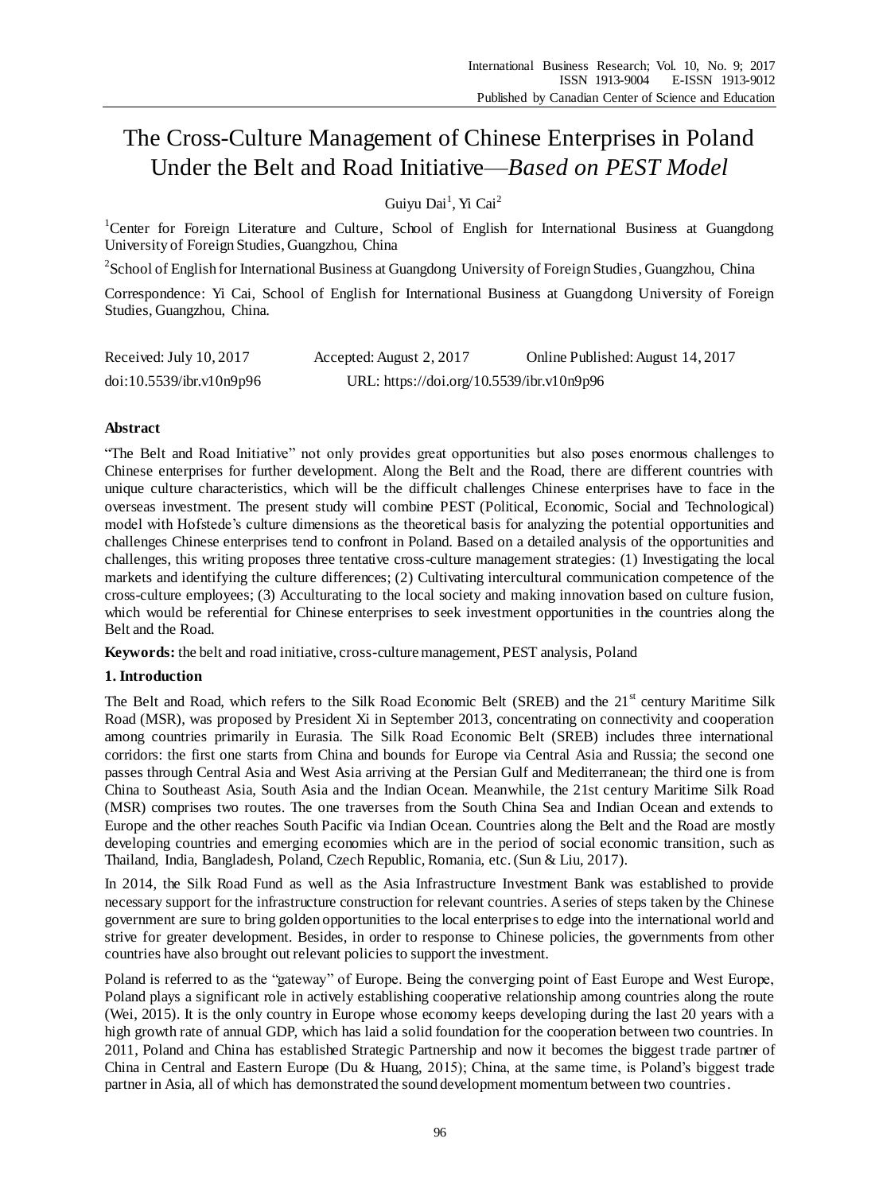# The Cross-Culture Management of Chinese Enterprises in Poland Under the Belt and Road Initiative—*Based on PEST Model*

Guiyu Dai[1], Yi Cai[2]

[1]Center for Foreign Literature and Culture, School of English for International Business at Guangdong University of Foreign Studies, Guangzhou, China

[2]School of English for International Business at Guangdong University of Foreign Studies, Guangzhou, China

Correspondence: Yi Cai, School of English for International Business at Guangdong University of Foreign Studies, Guangzhou, China.

Received: July 10, 2017 Accepted: August 2, 2017 Online Published: August 14, 2017

doi:10.5539/ibr.v10n9p96 URL: https://doi.org/10.5539/ibr.v10n9p96

## Abstract

"The Belt and Road Initiative" not only provides great opportunities but also poses enormous challenges to Chinese enterprises for further development. Along the Belt and the Road, there are different countries with unique culture characteristics, which will be the difficult challenges Chinese enterprises have to face in the overseas investment. The present study will combine PEST (Political, Economic, Social and Technological) model with Hofstede's culture dimensions as the theoretical basis for analyzing the potential opportunities and challenges Chinese enterprises tend to confront in Poland. Based on a detailed analysis of the opportunities and challenges, this writing proposes three tentative cross-culture management strategies: (1) Investigating the local markets and identifying the culture differences; (2) Cultivating intercultural communication competence of the cross-culture employees; (3) Acculturating to the local society and making innovation based on culture fusion, which would be referential for Chinese enterprises to seek investment opportunities in the countries along the Belt and the Road.

**Keywords:** the belt and road initiative, cross-culture management, PEST analysis, Poland

## 1. Introduction

The Belt and Road, which refers to the Silk Road Economic Belt (SREB) and the 21st century Maritime Silk Road (MSR), was proposed by President Xi in September 2013, concentrating on connectivity and cooperation among countries primarily in Eurasia. The Silk Road Economic Belt (SREB) includes three international corridors: the first one starts from China and bounds for Europe via Central Asia and Russia; the second one passes through Central Asia and West Asia arriving at the Persian Gulf and Mediterranean; the third one is from China to Southeast Asia, South Asia and the Indian Ocean. Meanwhile, the 21st century Maritime Silk Road (MSR) comprises two routes. The one traverses from the South China Sea and Indian Ocean and extends to Europe and the other reaches South Pacific via Indian Ocean. Countries along the Belt and the Road are mostly developing countries and emerging economies which are in the period of social economic transition, such as Thailand, India, Bangladesh, Poland, Czech Republic, Romania, etc. (Sun & Liu, 2017).

In 2014, the Silk Road Fund as well as the Asia Infrastructure Investment Bank was established to provide necessary support for the infrastructure construction for relevant countries. A series of steps taken by the Chinese government are sure to bring golden opportunities to the local enterprises to edge into the international world and strive for greater development. Besides, in order to response to Chinese policies, the governments from other countries have also brought out relevant policies to support the investment.

Poland is referred to as the "gateway" of Europe. Being the converging point of East Europe and West Europe, Poland plays a significant role in actively establishing cooperative relationship among countries along the route (Wei, 2015). It is the only country in Europe whose economy keeps developing during the last 20 years with a high growth rate of annual GDP, which has laid a solid foundation for the cooperation between two countries. In 2011, Poland and China has established Strategic Partnership and now it becomes the biggest trade partner of China in Central and Eastern Europe (Du & Huang, 2015); China, at the same time, is Poland's biggest trade partner in Asia, all of which has demonstrated the sound development momentum between two countries.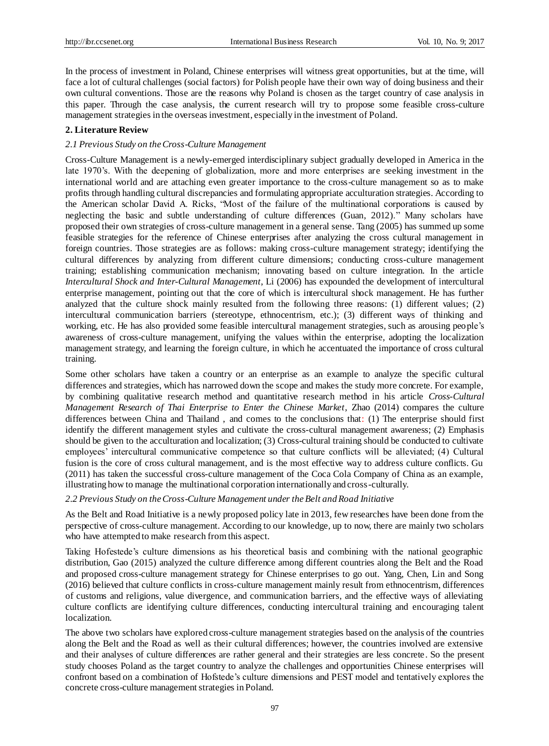In the process of investment in Poland, Chinese enterprises will witness great opportunities, but at the time, will face a lot of cultural challenges (social factors) for Polish people have their own way of doing business and their own cultural conventions. Those are the reasons why Poland is chosen as the target country of case analysis in this paper. Through the case analysis, the current research will try to propose some feasible cross-culture management strategies in the overseas investment, especially in the investment of Poland.

## 2. Literature Review

### *2.1 Previous Study on the Cross-Culture Management*

Cross-Culture Management is a newly-emerged interdisciplinary subject gradually developed in America in the late 1970's. With the deepening of globalization, more and more enterprises are seeking investment in the international world and are attaching even greater importance to the cross-culture management so as to make profits through handling cultural discrepancies and formulating appropriate acculturation strategies. According to the American scholar David A. Ricks, "Most of the failure of the multinational corporations is caused by neglecting the basic and subtle understanding of culture differences (Guan, 2012)." Many scholars have proposed their own strategies of cross-culture management in a general sense. Tang (2005) has summed up some feasible strategies for the reference of Chinese enterprises after analyzing the cross cultural management in foreign countries. Those strategies are as follows: making cross-culture management strategy; identifying the cultural differences by analyzing from different culture dimensions; conducting cross-culture management training; establishing communication mechanism; innovating based on culture integration. In the article *Intercultural Shock and Inter-Cultural Management*, Li (2006) has expounded the development of intercultural enterprise management, pointing out that the core of which is intercultural shock management. He has further analyzed that the culture shock mainly resulted from the following three reasons: (1) different values; (2) intercultural communication barriers (stereotype, ethnocentrism, etc.); (3) different ways of thinking and working, etc. He has also provided some feasible intercultural management strategies, such as arousing people's awareness of cross-culture management, unifying the values within the enterprise, adopting the localization management strategy, and learning the foreign culture, in which he accentuated the importance of cross cultural training.

Some other scholars have taken a country or an enterprise as an example to analyze the specific cultural differences and strategies, which has narrowed down the scope and makes the study more concrete. For example, by combining qualitative research method and quantitative research method in his article *Cross-Cultural Management Research of Thai Enterprise to Enter the Chinese Market*, Zhao (2014) compares the culture differences between China and Thailand , and comes to the conclusions that: (1) The enterprise should first identify the different management styles and cultivate the cross-cultural management awareness; (2) Emphasis should be given to the acculturation and localization; (3) Cross-cultural training should be conducted to cultivate employees' intercultural communicative competence so that culture conflicts will be alleviated; (4) Cultural fusion is the core of cross cultural management, and is the most effective way to address culture conflicts. Gu (2011) has taken the successful cross-culture management of the Coca Cola Company of China as an example, illustrating how to manage the multinational corporation internationally and cross-culturally.

### *2.2 Previous Study on the Cross-Culture Management under the Belt and Road Initiative*

As the Belt and Road Initiative is a newly proposed policy late in 2013, few researches have been done from the perspective of cross-culture management. According to our knowledge, up to now, there are mainly two scholars who have attempted to make research from this aspect.

Taking Hofestede's culture dimensions as his theoretical basis and combining with the national geographic distribution, Gao (2015) analyzed the culture difference among different countries along the Belt and the Road and proposed cross-culture management strategy for Chinese enterprises to go out. Yang, Chen, Lin and Song (2016) believed that culture conflicts in cross-culture management mainly result from ethnocentrism, differences of customs and religions, value divergence, and communication barriers, and the effective ways of alleviating culture conflicts are identifying culture differences, conducting intercultural training and encouraging talent localization.

The above two scholars have explored cross-culture management strategies based on the analysis of the countries along the Belt and the Road as well as their cultural differences; however, the countries involved are extensive and their analyses of culture differences are rather general and their strategies are less concrete. So the present study chooses Poland as the target country to analyze the challenges and opportunities Chinese enterprises will confront based on a combination of Hofstede's culture dimensions and PEST model and tentatively explores the concrete cross-culture management strategies in Poland.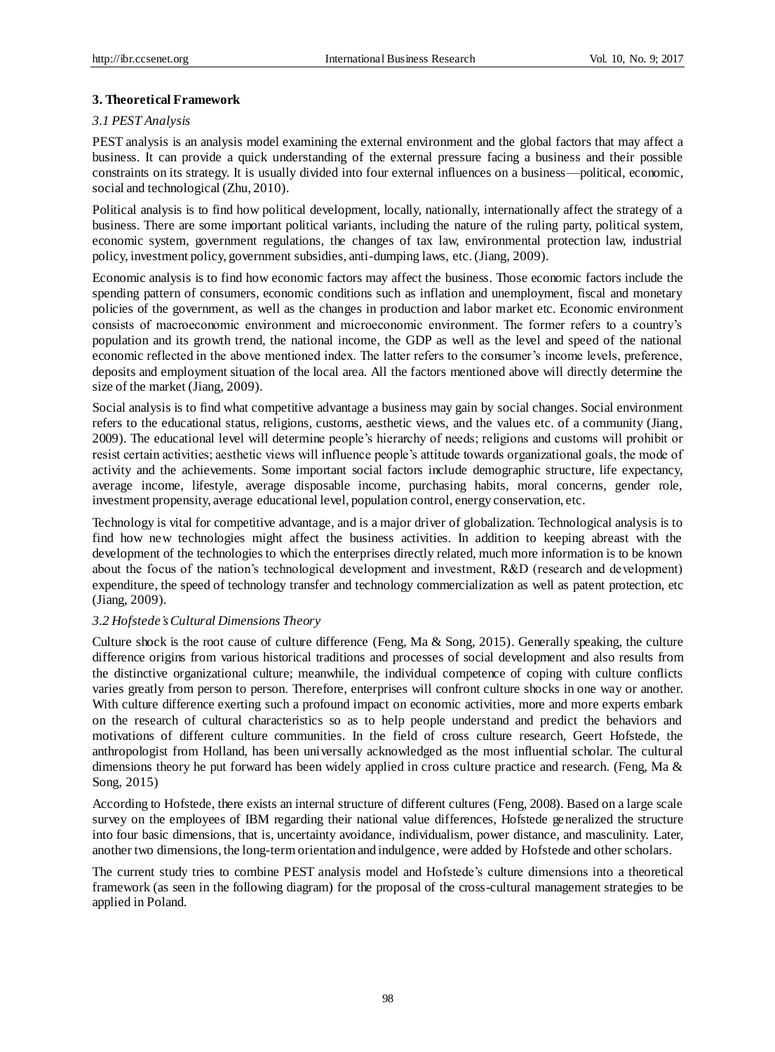## 3. Theoretical Framework

### *3.1 PEST Analysis*

PEST analysis is an analysis model examining the external environment and the global factors that may affect a business. It can provide a quick understanding of the external pressure facing a business and their possible constraints on its strategy. It is usually divided into four external influences on a business—political, economic, social and technological (Zhu, 2010).

Political analysis is to find how political development, locally, nationally, internationally affect the strategy of a business. There are some important political variants, including the nature of the ruling party, political system, economic system, government regulations, the changes of tax law, environmental protection law, industrial policy, investment policy, government subsidies, anti-dumping laws, etc. (Jiang, 2009).

Economic analysis is to find how economic factors may affect the business. Those economic factors include the spending pattern of consumers, economic conditions such as inflation and unemployment, fiscal and monetary policies of the government, as well as the changes in production and labor market etc. Economic environment consists of macroeconomic environment and microeconomic environment. The former refers to a country's population and its growth trend, the national income, the GDP as well as the level and speed of the national economic reflected in the above mentioned index. The latter refers to the consumer's income levels, preference, deposits and employment situation of the local area. All the factors mentioned above will directly determine the size of the market (Jiang, 2009).

Social analysis is to find what competitive advantage a business may gain by social changes. Social environment refers to the educational status, religions, customs, aesthetic views, and the values etc. of a community (Jiang, 2009). The educational level will determine people's hierarchy of needs; religions and customs will prohibit or resist certain activities; aesthetic views will influence people's attitude towards organizational goals, the mode of activity and the achievements. Some important social factors include demographic structure, life expectancy, average income, lifestyle, average disposable income, purchasing habits, moral concerns, gender role, investment propensity, average educational level, population control, energy conservation, etc.

Technology is vital for competitive advantage, and is a major driver of globalization. Technological analysis is to find how new technologies might affect the business activities. In addition to keeping abreast with the development of the technologies to which the enterprises directly related, much more information is to be known about the focus of the nation's technological development and investment, R&D (research and development) expenditure, the speed of technology transfer and technology commercialization as well as patent protection, etc (Jiang, 2009).

### *3.2 Hofstede's Cultural Dimensions Theory*

Culture shock is the root cause of culture difference (Feng, Ma & Song, 2015). Generally speaking, the culture difference origins from various historical traditions and processes of social development and also results from the distinctive organizational culture; meanwhile, the individual competence of coping with culture conflicts varies greatly from person to person. Therefore, enterprises will confront culture shocks in one way or another. With culture difference exerting such a profound impact on economic activities, more and more experts embark on the research of cultural characteristics so as to help people understand and predict the behaviors and motivations of different culture communities. In the field of cross culture research, Geert Hofstede, the anthropologist from Holland, has been universally acknowledged as the most influential scholar. The cultural dimensions theory he put forward has been widely applied in cross culture practice and research. (Feng, Ma & Song, 2015)

According to Hofstede, there exists an internal structure of different cultures (Feng, 2008). Based on a large scale survey on the employees of IBM regarding their national value differences, Hofstede generalized the structure into four basic dimensions, that is, uncertainty avoidance, individualism, power distance, and masculinity. Later, another two dimensions, the long-term orientation and indulgence, were added by Hofstede and other scholars.

The current study tries to combine PEST analysis model and Hofstede's culture dimensions into a theoretical framework (as seen in the following diagram) for the proposal of the cross-cultural management strategies to be applied in Poland.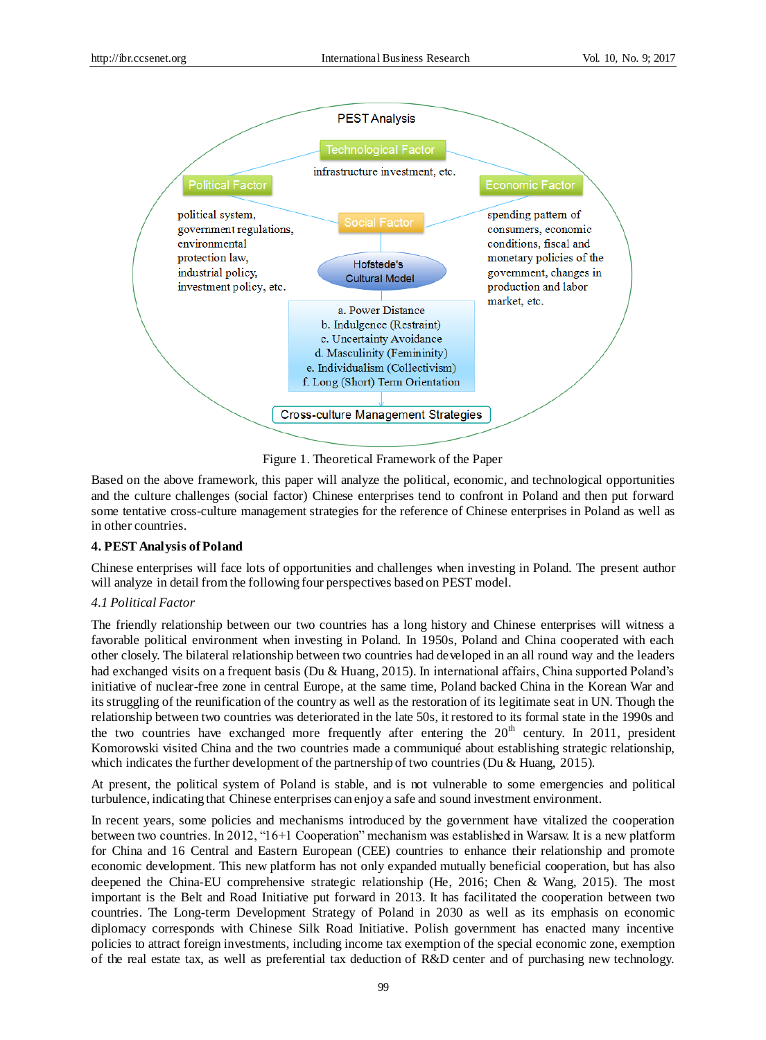PEST Analysis

Technological Factor

infrastructure investment, etc.

Political Factor

political system, government regulations, environmental protection law, industrial policy, investment policy, etc.

Economic Factor

spending pattern of consumers, economic conditions, fiscal and monetary policies of the government, changes in production and labor market, etc.

Social Factor

Hofstede's Cultural Model

a. Power Distance
b. Indulgence (Restraint)
c. Uncertainty Avoidance
d. Masculinity (Femininity)
e. Individualism (Collectivism)
f. Long (Short) Term Orientation

Cross-culture Management Strategies

Figure 1. Theoretical Framework of the Paper

Based on the above framework, this paper will analyze the political, economic, and technological opportunities and the culture challenges (social factor) Chinese enterprises tend to confront in Poland and then put forward some tentative cross-culture management strategies for the reference of Chinese enterprises in Poland as well as in other countries.

## 4. PEST Analysis of Poland

Chinese enterprises will face lots of opportunities and challenges when investing in Poland. The present author will analyze in detail from the following four perspectives based on PEST model.

### *4.1 Political Factor*

The friendly relationship between our two countries has a long history and Chinese enterprises will witness a favorable political environment when investing in Poland. In 1950s, Poland and China cooperated with each other closely. The bilateral relationship between two countries had developed in an all round way and the leaders had exchanged visits on a frequent basis (Du & Huang, 2015). In international affairs, China supported Poland's initiative of nuclear-free zone in central Europe, at the same time, Poland backed China in the Korean War and its struggling of the reunification of the country as well as the restoration of its legitimate seat in UN. Though the relationship between two countries was deteriorated in the late 50s, it restored to its formal state in the 1990s and the two countries have exchanged more frequently after entering the 20th century. In 2011, president Komorowski visited China and the two countries made a communiqué about establishing strategic relationship, which indicates the further development of the partnership of two countries (Du & Huang, 2015).

At present, the political system of Poland is stable, and is not vulnerable to some emergencies and political turbulence, indicating that Chinese enterprises can enjoy a safe and sound investment environment.

In recent years, some policies and mechanisms introduced by the government have vitalized the cooperation between two countries. In 2012, "16+1 Cooperation" mechanism was established in Warsaw. It is a new platform for China and 16 Central and Eastern European (CEE) countries to enhance their relationship and promote economic development. This new platform has not only expanded mutually beneficial cooperation, but has also deepened the China-EU comprehensive strategic relationship (He, 2016; Chen & Wang, 2015). The most important is the Belt and Road Initiative put forward in 2013. It has facilitated the cooperation between two countries. The Long-term Development Strategy of Poland in 2030 as well as its emphasis on economic diplomacy corresponds with Chinese Silk Road Initiative. Polish government has enacted many incentive policies to attract foreign investments, including income tax exemption of the special economic zone, exemption of the real estate tax, as well as preferential tax deduction of R&D center and of purchasing new technology.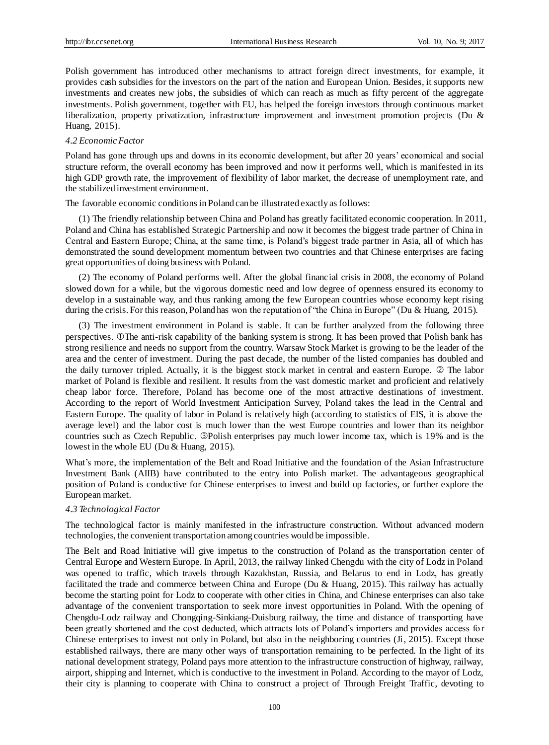Polish government has introduced other mechanisms to attract foreign direct investments, for example, it provides cash subsidies for the investors on the part of the nation and European Union. Besides, it supports new investments and creates new jobs, the subsidies of which can reach as much as fifty percent of the aggregate investments. Polish government, together with EU, has helped the foreign investors through continuous market liberalization, property privatization, infrastructure improvement and investment promotion projects (Du & Huang, 2015).

### *4.2 Economic Factor*

Poland has gone through ups and downs in its economic development, but after 20 years' economical and social structure reform, the overall economy has been improved and now it performs well, which is manifested in its high GDP growth rate, the improvement of flexibility of labor market, the decrease of unemployment rate, and the stabilized investment environment.

The favorable economic conditions in Poland can be illustrated exactly as follows:

(1) The friendly relationship between China and Poland has greatly facilitated economic cooperation. In 2011, Poland and China has established Strategic Partnership and now it becomes the biggest trade partner of China in Central and Eastern Europe; China, at the same time, is Poland's biggest trade partner in Asia, all of which has demonstrated the sound development momentum between two countries and that Chinese enterprises are facing great opportunities of doing business with Poland.

(2) The economy of Poland performs well. After the global financial crisis in 2008, the economy of Poland slowed down for a while, but the vigorous domestic need and low degree of openness ensured its economy to develop in a sustainable way, and thus ranking among the few European countries whose economy kept rising during the crisis. For this reason, Poland has won the reputation of "the China in Europe" (Du & Huang, 2015).

(3) The investment environment in Poland is stable. It can be further analyzed from the following three perspectives. ①The anti-risk capability of the banking system is strong. It has been proved that Polish bank has strong resilience and needs no support from the country. Warsaw Stock Market is growing to be the leader of the area and the center of investment. During the past decade, the number of the listed companies has doubled and the daily turnover tripled. Actually, it is the biggest stock market in central and eastern Europe. ② The labor market of Poland is flexible and resilient. It results from the vast domestic market and proficient and relatively cheap labor force. Therefore, Poland has become one of the most attractive destinations of investment. According to the report of World Investment Anticipation Survey, Poland takes the lead in the Central and Eastern Europe. The quality of labor in Poland is relatively high (according to statistics of EIS, it is above the average level) and the labor cost is much lower than the west Europe countries and lower than its neighbor countries such as Czech Republic. ③Polish enterprises pay much lower income tax, which is 19% and is the lowest in the whole EU (Du & Huang, 2015).

What's more, the implementation of the Belt and Road Initiative and the foundation of the Asian Infrastructure Investment Bank (AIIB) have contributed to the entry into Polish market. The advantageous geographical position of Poland is conductive for Chinese enterprises to invest and build up factories, or further explore the European market.

### *4.3 Technological Factor*

The technological factor is mainly manifested in the infrastructure construction. Without advanced modern technologies, the convenient transportation among countries would be impossible.

The Belt and Road Initiative will give impetus to the construction of Poland as the transportation center of Central Europe and Western Europe. In April, 2013, the railway linked Chengdu with the city of Lodz in Poland was opened to traffic, which travels through Kazakhstan, Russia, and Belarus to end in Lodz, has greatly facilitated the trade and commerce between China and Europe (Du & Huang, 2015). This railway has actually become the starting point for Lodz to cooperate with other cities in China, and Chinese enterprises can also take advantage of the convenient transportation to seek more invest opportunities in Poland. With the opening of Chengdu-Lodz railway and Chongqing-Sinkiang-Duisburg railway, the time and distance of transporting have been greatly shortened and the cost deducted, which attracts lots of Poland's importers and provides access for Chinese enterprises to invest not only in Poland, but also in the neighboring countries (Ji, 2015). Except those established railways, there are many other ways of transportation remaining to be perfected. In the light of its national development strategy, Poland pays more attention to the infrastructure construction of highway, railway, airport, shipping and Internet, which is conductive to the investment in Poland. According to the mayor of Lodz, their city is planning to cooperate with China to construct a project of Through Freight Traffic, devoting to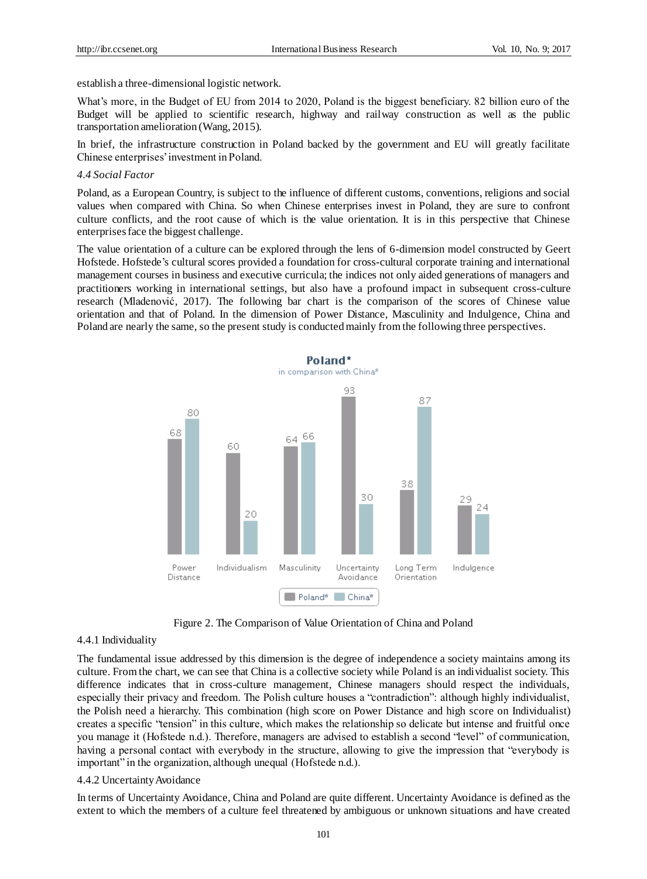establish a three-dimensional logistic network.

What's more, in the Budget of EU from 2014 to 2020, Poland is the biggest beneficiary. 82 billion euro of the Budget will be applied to scientific research, highway and railway construction as well as the public transportation amelioration (Wang, 2015).

In brief, the infrastructure construction in Poland backed by the government and EU will greatly facilitate Chinese enterprises' investment in Poland.

### *4.4 Social Factor*

Poland, as a European Country, is subject to the influence of different customs, conventions, religions and social values when compared with China. So when Chinese enterprises invest in Poland, they are sure to confront culture conflicts, and the root cause of which is the value orientation. It is in this perspective that Chinese enterprises face the biggest challenge.

The value orientation of a culture can be explored through the lens of 6-dimension model constructed by Geert Hofstede. Hofstede's cultural scores provided a foundation for cross-cultural corporate training and international management courses in business and executive curricula; the indices not only aided generations of managers and practitioners working in international settings, but also have a profound impact in subsequent cross-culture research (Mladenović, 2017). The following bar chart is the comparison of the scores of Chinese value orientation and that of Poland. In the dimension of Power Distance, Masculinity and Indulgence, China and Poland are nearly the same, so the present study is conducted mainly from the following three perspectives.

| | Power Distance | Individualism | Masculinity | Uncertainty Avoidance | Long Term Orientation | Indulgence |
|---|---|---|---|---|---|---|
| Poland* | 68 | 60 | 64 | 93 | 38 | 29 |
| China* | 80 | 20 | 66 | 30 | 87 | 24 |

Figure 2. The Comparison of Value Orientation of China and Poland

#### 4.4.1 Individuality

The fundamental issue addressed by this dimension is the degree of independence a society maintains among its culture. From the chart, we can see that China is a collective society while Poland is an individualist society. This difference indicates that in cross-culture management, Chinese managers should respect the individuals, especially their privacy and freedom. The Polish culture houses a "contradiction": although highly individualist, the Polish need a hierarchy. This combination (high score on Power Distance and high score on Individualist) creates a specific "tension" in this culture, which makes the relationship so delicate but intense and fruitful once you manage it (Hofstede n.d.). Therefore, managers are advised to establish a second "level" of communication, having a personal contact with everybody in the structure, allowing to give the impression that "everybody is important" in the organization, although unequal (Hofstede n.d.).

#### 4.4.2 Uncertainty Avoidance

In terms of Uncertainty Avoidance, China and Poland are quite different. Uncertainty Avoidance is defined as the extent to which the members of a culture feel threatened by ambiguous or unknown situations and have created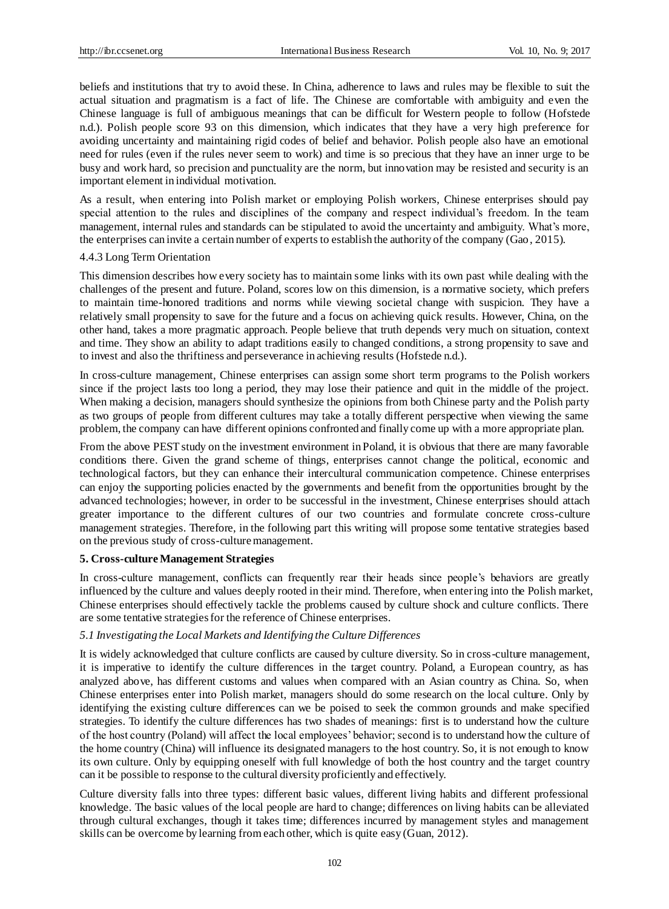beliefs and institutions that try to avoid these. In China, adherence to laws and rules may be flexible to suit the actual situation and pragmatism is a fact of life. The Chinese are comfortable with ambiguity and even the Chinese language is full of ambiguous meanings that can be difficult for Western people to follow (Hofstede n.d.). Polish people score 93 on this dimension, which indicates that they have a very high preference for avoiding uncertainty and maintaining rigid codes of belief and behavior. Polish people also have an emotional need for rules (even if the rules never seem to work) and time is so precious that they have an inner urge to be busy and work hard, so precision and punctuality are the norm, but innovation may be resisted and security is an important element in individual motivation.

As a result, when entering into Polish market or employing Polish workers, Chinese enterprises should pay special attention to the rules and disciplines of the company and respect individual's freedom. In the team management, internal rules and standards can be stipulated to avoid the uncertainty and ambiguity. What's more, the enterprises can invite a certain number of experts to establish the authority of the company (Gao, 2015).

4.4.3 Long Term Orientation

This dimension describes how every society has to maintain some links with its own past while dealing with the challenges of the present and future. Poland, scores low on this dimension, is a normative society, which prefers to maintain time-honored traditions and norms while viewing societal change with suspicion. They have a relatively small propensity to save for the future and a focus on achieving quick results. However, China, on the other hand, takes a more pragmatic approach. People believe that truth depends very much on situation, context and time. They show an ability to adapt traditions easily to changed conditions, a strong propensity to save and to invest and also the thriftiness and perseverance in achieving results (Hofstede n.d.).

In cross-culture management, Chinese enterprises can assign some short term programs to the Polish workers since if the project lasts too long a period, they may lose their patience and quit in the middle of the project. When making a decision, managers should synthesize the opinions from both Chinese party and the Polish party as two groups of people from different cultures may take a totally different perspective when viewing the same problem, the company can have different opinions confronted and finally come up with a more appropriate plan.

From the above PEST study on the investment environment in Poland, it is obvious that there are many favorable conditions there. Given the grand scheme of things, enterprises cannot change the political, economic and technological factors, but they can enhance their intercultural communication competence. Chinese enterprises can enjoy the supporting policies enacted by the governments and benefit from the opportunities brought by the advanced technologies; however, in order to be successful in the investment, Chinese enterprises should attach greater importance to the different cultures of our two countries and formulate concrete cross-culture management strategies. Therefore, in the following part this writing will propose some tentative strategies based on the previous study of cross-culture management.

## 5. Cross-culture Management Strategies

In cross-culture management, conflicts can frequently rear their heads since people's behaviors are greatly influenced by the culture and values deeply rooted in their mind. Therefore, when entering into the Polish market, Chinese enterprises should effectively tackle the problems caused by culture shock and culture conflicts. There are some tentative strategies for the reference of Chinese enterprises.

### *5.1 Investigating the Local Markets and Identifying the Culture Differences*

It is widely acknowledged that culture conflicts are caused by culture diversity. So in cross-culture management, it is imperative to identify the culture differences in the target country. Poland, a European country, as has analyzed above, has different customs and values when compared with an Asian country as China. So, when Chinese enterprises enter into Polish market, managers should do some research on the local culture. Only by identifying the existing culture differences can we be poised to seek the common grounds and make specified strategies. To identify the culture differences has two shades of meanings: first is to understand how the culture of the host country (Poland) will affect the local employees' behavior; second is to understand how the culture of the home country (China) will influence its designated managers to the host country. So, it is not enough to know its own culture. Only by equipping oneself with full knowledge of both the host country and the target country can it be possible to response to the cultural diversity proficiently and effectively.

Culture diversity falls into three types: different basic values, different living habits and different professional knowledge. The basic values of the local people are hard to change; differences on living habits can be alleviated through cultural exchanges, though it takes time; differences incurred by management styles and management skills can be overcome by learning from each other, which is quite easy (Guan, 2012).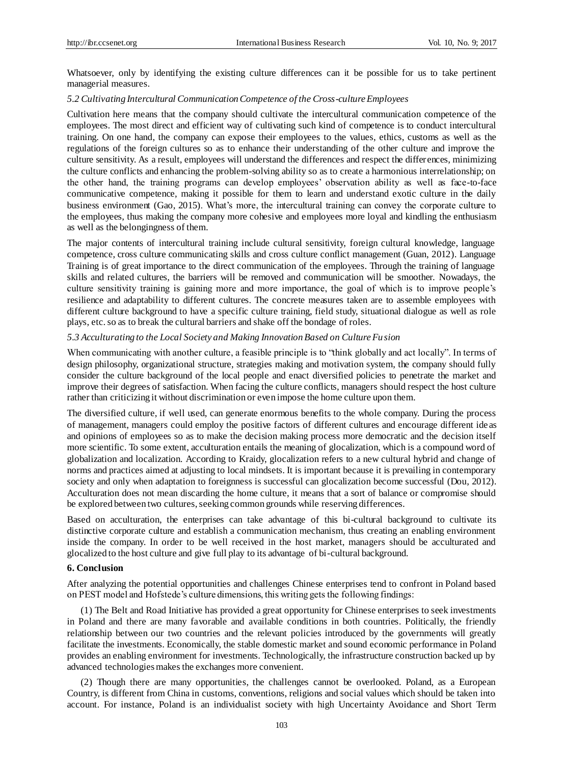Whatsoever, only by identifying the existing culture differences can it be possible for us to take pertinent managerial measures.

*5.2 Cultivating Intercultural Communication Competence of the Cross-culture Employees*

Cultivation here means that the company should cultivate the intercultural communication competence of the employees. The most direct and efficient way of cultivating such kind of competence is to conduct intercultural training. On one hand, the company can expose their employees to the values, ethics, customs as well as the regulations of the foreign cultures so as to enhance their understanding of the other culture and improve the culture sensitivity. As a result, employees will understand the differences and respect the differences, minimizing the culture conflicts and enhancing the problem-solving ability so as to create a harmonious interrelationship; on the other hand, the training programs can develop employees' observation ability as well as face-to-face communicative competence, making it possible for them to learn and understand exotic culture in the daily business environment (Gao, 2015). What's more, the intercultural training can convey the corporate culture to the employees, thus making the company more cohesive and employees more loyal and kindling the enthusiasm as well as the belongingness of them.

The major contents of intercultural training include cultural sensitivity, foreign cultural knowledge, language competence, cross culture communicating skills and cross culture conflict management (Guan, 2012). Language Training is of great importance to the direct communication of the employees. Through the training of language skills and related cultures, the barriers will be removed and communication will be smoother. Nowadays, the culture sensitivity training is gaining more and more importance, the goal of which is to improve people's resilience and adaptability to different cultures. The concrete measures taken are to assemble employees with different culture background to have a specific culture training, field study, situational dialogue as well as role plays, etc. so as to break the cultural barriers and shake off the bondage of roles.

*5.3 Acculturating to the Local Society and Making Innovation Based on Culture Fusion*

When communicating with another culture, a feasible principle is to "think globally and act locally". In terms of design philosophy, organizational structure, strategies making and motivation system, the company should fully consider the culture background of the local people and enact diversified policies to penetrate the market and improve their degrees of satisfaction. When facing the culture conflicts, managers should respect the host culture rather than criticizing it without discrimination or even impose the home culture upon them.

The diversified culture, if well used, can generate enormous benefits to the whole company. During the process of management, managers could employ the positive factors of different cultures and encourage different ideas and opinions of employees so as to make the decision making process more democratic and the decision itself more scientific. To some extent, acculturation entails the meaning of glocalization, which is a compound word of globalization and localization. According to Kraidy, glocalization refers to a new cultural hybrid and change of norms and practices aimed at adjusting to local mindsets. It is important because it is prevailing in contemporary society and only when adaptation to foreignness is successful can glocalization become successful (Dou, 2012). Acculturation does not mean discarding the home culture, it means that a sort of balance or compromise should be explored between two cultures, seeking common grounds while reserving differences.

Based on acculturation, the enterprises can take advantage of this bi-cultural background to cultivate its distinctive corporate culture and establish a communication mechanism, thus creating an enabling environment inside the company. In order to be well received in the host market, managers should be acculturated and glocalized to the host culture and give full play to its advantage of bi-cultural background.

## 6. Conclusion

After analyzing the potential opportunities and challenges Chinese enterprises tend to confront in Poland based on PEST model and Hofstede's culture dimensions, this writing gets the following findings:

(1) The Belt and Road Initiative has provided a great opportunity for Chinese enterprises to seek investments in Poland and there are many favorable and available conditions in both countries. Politically, the friendly relationship between our two countries and the relevant policies introduced by the governments will greatly facilitate the investments. Economically, the stable domestic market and sound economic performance in Poland provides an enabling environment for investments. Technologically, the infrastructure construction backed up by advanced technologies makes the exchanges more convenient.

(2) Though there are many opportunities, the challenges cannot be overlooked. Poland, as a European Country, is different from China in customs, conventions, religions and social values which should be taken into account. For instance, Poland is an individualist society with high Uncertainty Avoidance and Short Term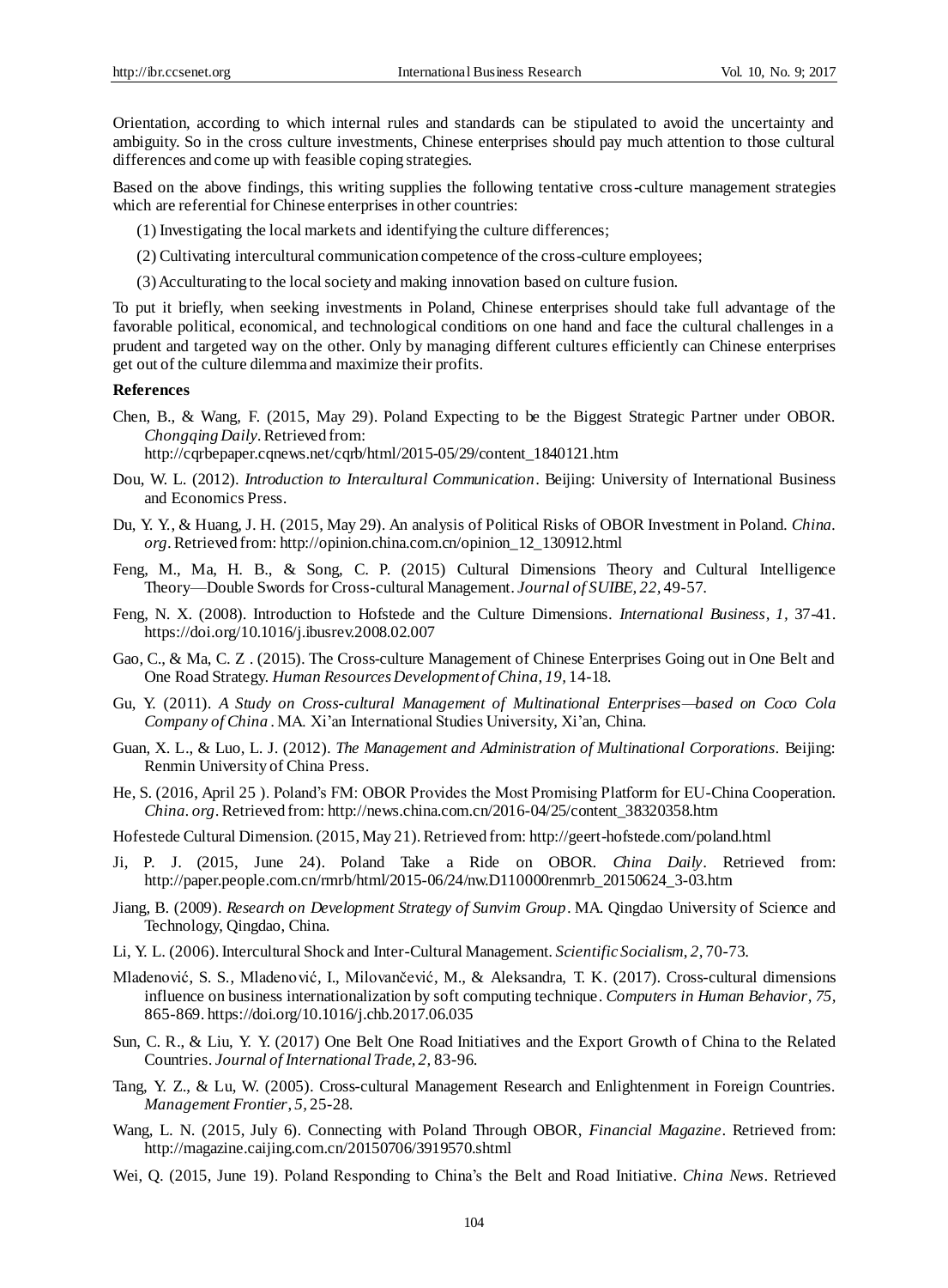Orientation, according to which internal rules and standards can be stipulated to avoid the uncertainty and ambiguity. So in the cross culture investments, Chinese enterprises should pay much attention to those cultural differences and come up with feasible coping strategies.

Based on the above findings, this writing supplies the following tentative cross-culture management strategies which are referential for Chinese enterprises in other countries:

(1) Investigating the local markets and identifying the culture differences;

(2) Cultivating intercultural communication competence of the cross-culture employees;

(3) Acculturating to the local society and making innovation based on culture fusion.

To put it briefly, when seeking investments in Poland, Chinese enterprises should take full advantage of the favorable political, economical, and technological conditions on one hand and face the cultural challenges in a prudent and targeted way on the other. Only by managing different cultures efficiently can Chinese enterprises get out of the culture dilemma and maximize their profits.

**References**

Chen, B., & Wang, F. (2015, May 29). Poland Expecting to be the Biggest Strategic Partner under OBOR. *Chongqing Daily*. Retrieved from: http://cqrbepaper.cqnews.net/cqrb/html/2015-05/29/content_1840121.htm

Dou, W. L. (2012). *Introduction to Intercultural Communication*. Beijing: University of International Business and Economics Press.

Du, Y. Y., & Huang, J. H. (2015, May 29). An analysis of Political Risks of OBOR Investment in Poland. *China. org*. Retrieved from: http://opinion.china.com.cn/opinion_12_130912.html

Feng, M., Ma, H. B., & Song, C. P. (2015) Cultural Dimensions Theory and Cultural Intelligence Theory—Double Swords for Cross-cultural Management. *Journal of SUIBE, 22*, 49-57.

Feng, N. X. (2008). Introduction to Hofstede and the Culture Dimensions. *International Business, 1*, 37-41. https://doi.org/10.1016/j.ibusrev.2008.02.007

Gao, C., & Ma, C. Z . (2015). The Cross-culture Management of Chinese Enterprises Going out in One Belt and One Road Strategy. *Human Resources Development of China, 19*, 14-18.

Gu, Y. (2011). *A Study on Cross-cultural Management of Multinational Enterprises—based on Coco Cola Company of China* . MA. Xi'an International Studies University, Xi'an, China.

Guan, X. L., & Luo, L. J. (2012). *The Management and Administration of Multinational Corporations*. Beijing: Renmin University of China Press.

He, S. (2016, April 25 ). Poland's FM: OBOR Provides the Most Promising Platform for EU-China Cooperation. *China. org*. Retrieved from: http://news.china.com.cn/2016-04/25/content_38320358.htm

Hofestede Cultural Dimension. (2015, May 21). Retrieved from: http://geert-hofstede.com/poland.html

Ji, P. J. (2015, June 24). Poland Take a Ride on OBOR. *China Daily*. Retrieved from: http://paper.people.com.cn/rmrb/html/2015-06/24/nw.D110000renmrb_20150624_3-03.htm

Jiang, B. (2009). *Research on Development Strategy of Sunvim Group*. MA. Qingdao University of Science and Technology, Qingdao, China.

Li, Y. L. (2006). Intercultural Shock and Inter-Cultural Management. *Scientific Socialism, 2*, 70-73.

Mladenović, S. S., Mladenović, I., Milovančević, M., & Aleksandra, T. K. (2017). Cross-cultural dimensions influence on business internationalization by soft computing technique. *Computers in Human Behavior, 75*, 865-869. https://doi.org/10.1016/j.chb.2017.06.035

Sun, C. R., & Liu, Y. Y. (2017) One Belt One Road Initiatives and the Export Growth of China to the Related Countries. *Journal of International Trade, 2*, 83-96.

Tang, Y. Z., & Lu, W. (2005). Cross-cultural Management Research and Enlightenment in Foreign Countries. *Management Frontier, 5*, 25-28.

Wang, L. N. (2015, July 6). Connecting with Poland Through OBOR, *Financial Magazine*. Retrieved from: http://magazine.caijing.com.cn/20150706/3919570.shtml

Wei, Q. (2015, June 19). Poland Responding to China's the Belt and Road Initiative. *China News*. Retrieved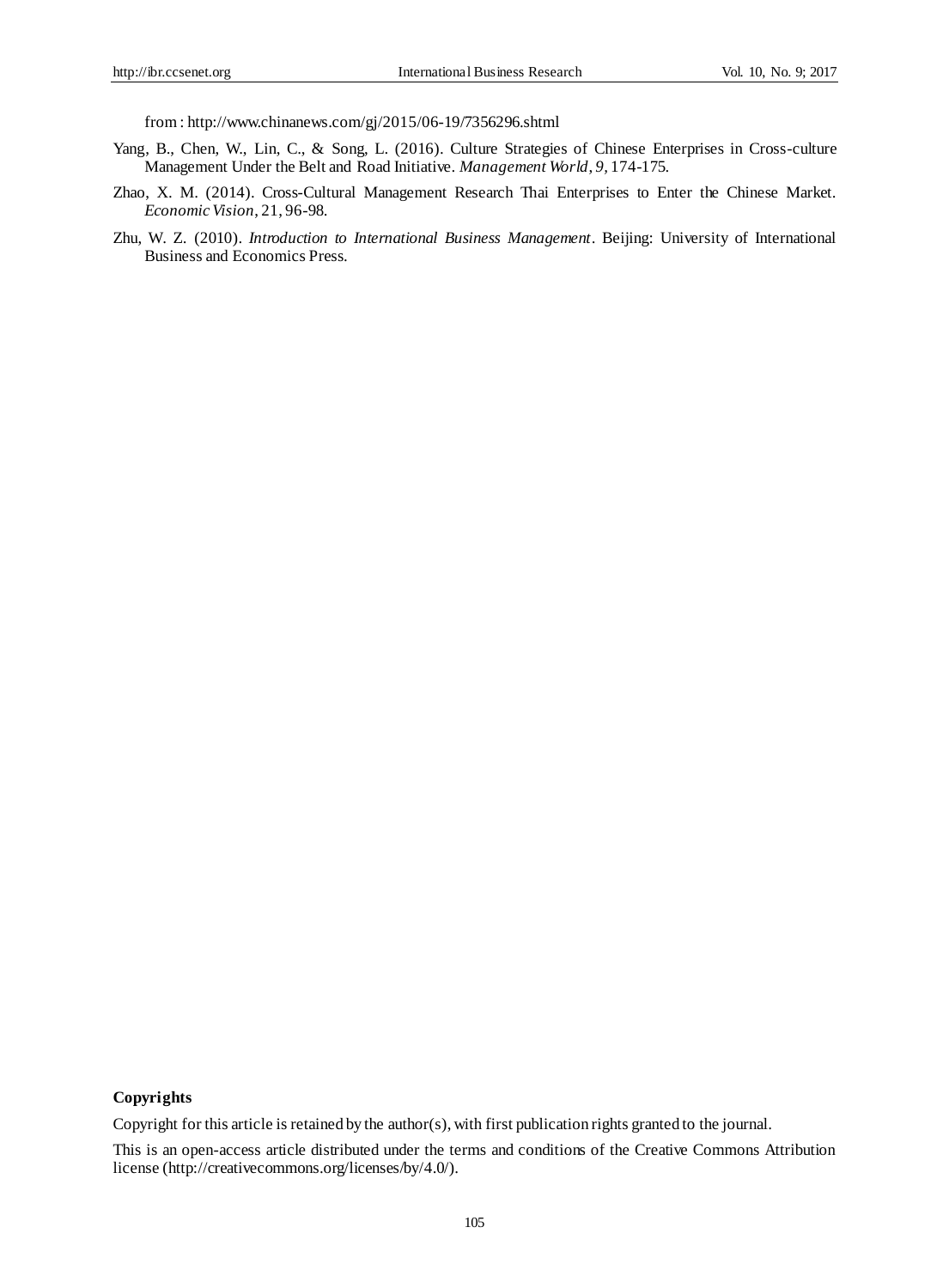from : http://www.chinanews.com/gj/2015/06-19/7356296.shtml

Yang, B., Chen, W., Lin, C., & Song, L. (2016). Culture Strategies of Chinese Enterprises in Cross-culture Management Under the Belt and Road Initiative. *Management World, 9*, 174-175.

Zhao, X. M. (2014). Cross-Cultural Management Research Thai Enterprises to Enter the Chinese Market. *Economic Vision*, 21, 96-98.

Zhu, W. Z. (2010). *Introduction to International Business Management*. Beijing: University of International Business and Economics Press.

**Copyrights**

Copyright for this article is retained by the author(s), with first publication rights granted to the journal.

This is an open-access article distributed under the terms and conditions of the Creative Commons Attribution license (http://creativecommons.org/licenses/by/4.0/).